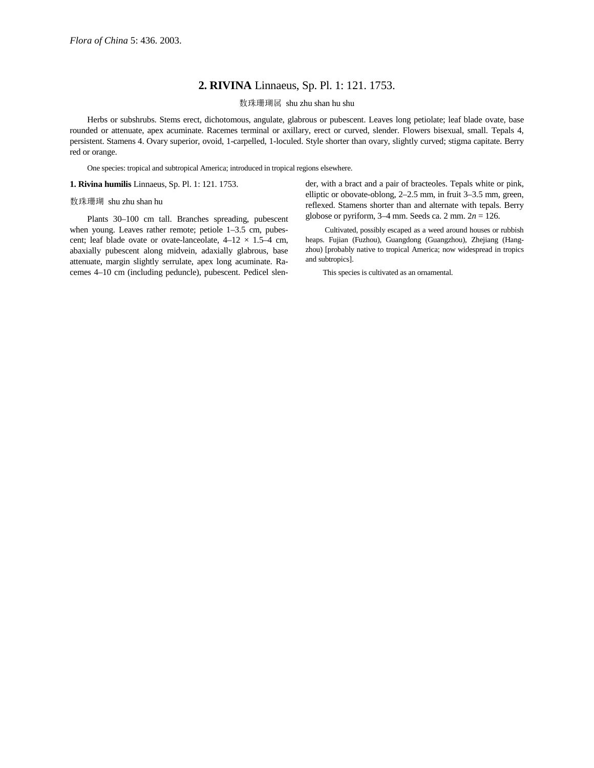*Flora of China* 5: 436. 2003.

## 2. RIVINA Linnaeus, Sp. Pl. 1: 121. 1753.

数珠珊瑚属 shu zhu shan hu shu

Herbs or subshrubs. Stems erect, dichotomous, angulate, glabrous or pubescent. Leaves long petiolate; leaf blade ovate, base rounded or attenuate, apex acuminate. Racemes terminal or axillary, erect or curved, slender. Flowers bisexual, small. Tepals 4, persistent. Stamens 4. Ovary superior, ovoid, 1-carpelled, 1-loculed. Style shorter than ovary, slightly curved; stigma capitate. Berry red or orange.

One species: tropical and subtropical America; introduced in tropical regions elsewhere.

**1. Rivina humilis** Linnaeus, Sp. Pl. 1: 121. 1753.

数珠珊瑚 shu zhu shan hu

Plants 30–100 cm tall. Branches spreading, pubescent when young. Leaves rather remote; petiole 1–3.5 cm, pubescent; leaf blade ovate or ovate-lanceolate, 4–12 × 1.5–4 cm, abaxially pubescent along midvein, adaxially glabrous, base attenuate, margin slightly serrulate, apex long acuminate. Racemes 4–10 cm (including peduncle), pubescent. Pedicel slender, with a bract and a pair of bracteoles. Tepals white or pink, elliptic or obovate-oblong, 2–2.5 mm, in fruit 3–3.5 mm, green, reflexed. Stamens shorter than and alternate with tepals. Berry globose or pyriform, 3–4 mm. Seeds ca. 2 mm. $2n = 126$.

Cultivated, possibly escaped as a weed around houses or rubbish heaps. Fujian (Fuzhou), Guangdong (Guangzhou), Zhejiang (Hangzhou) [probably native to tropical America; now widespread in tropics and subtropics].

This species is cultivated as an ornamental.